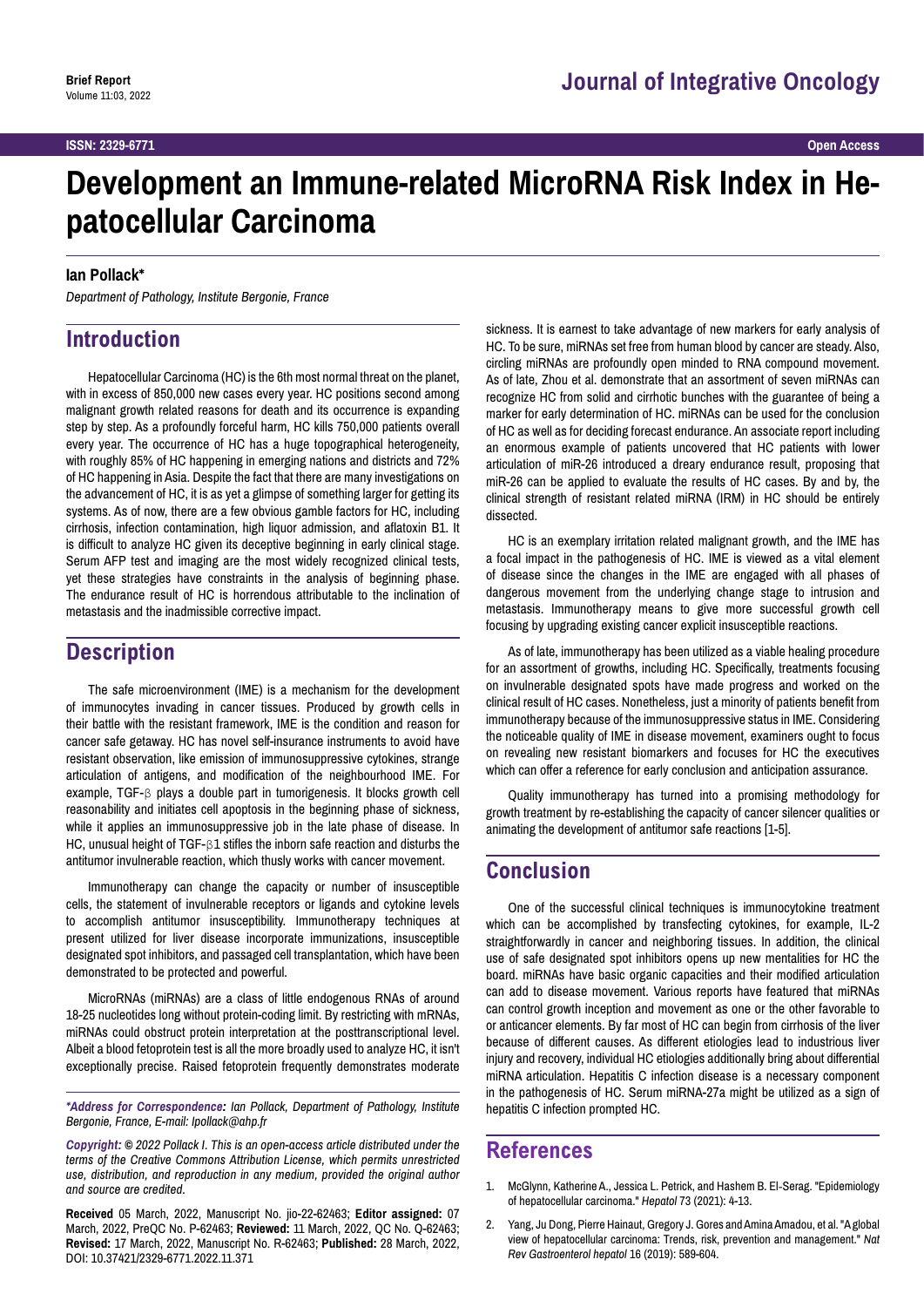Brief Report

# Development an Immune-related MicroRNA Risk Index in Hepatocellular Carcinoma

**Ian Pollack***

*Department of Pathology, Institute Bergonie, France*

## Introduction

Hepatocellular Carcinoma (HC) is the 6th most normal threat on the planet, with in excess of 850,000 new cases every year. HC positions second among malignant growth related reasons for death and its occurrence is expanding step by step. As a profoundly forceful harm, HC kills 750,000 patients overall every year. The occurrence of HC has a huge topographical heterogeneity, with roughly 85% of HC happening in emerging nations and districts and 72% of HC happening in Asia. Despite the fact that there are many investigations on the advancement of HC, it is as yet a glimpse of something larger for getting its systems. As of now, there are a few obvious gamble factors for HC, including cirrhosis, infection contamination, high liquor admission, and aflatoxin B1. It is difficult to analyze HC given its deceptive beginning in early clinical stage. Serum AFP test and imaging are the most widely recognized clinical tests, yet these strategies have constraints in the analysis of beginning phase. The endurance result of HC is horrendous attributable to the inclination of metastasis and the inadmissible corrective impact.

## Description

The safe microenvironment (IME) is a mechanism for the development of immunocytes invading in cancer tissues. Produced by growth cells in their battle with the resistant framework, IME is the condition and reason for cancer safe getaway. HC has novel self-insurance instruments to avoid have resistant observation, like emission of immunosuppressive cytokines, strange articulation of antigens, and modification of the neighbourhood IME. For example, TGF-β plays a double part in tumorigenesis. It blocks growth cell reasonability and initiates cell apoptosis in the beginning phase of sickness, while it applies an immunosuppressive job in the late phase of disease. In HC, unusual height of TGF-β1 stifles the inborn safe reaction and disturbs the antitumor invulnerable reaction, which thusly works with cancer movement.

Immunotherapy can change the capacity or number of insusceptible cells, the statement of invulnerable receptors or ligands and cytokine levels to accomplish antitumor insusceptibility. Immunotherapy techniques at present utilized for liver disease incorporate immunizations, insusceptible designated spot inhibitors, and passaged cell transplantation, which have been demonstrated to be protected and powerful.

MicroRNAs (miRNAs) are a class of little endogenous RNAs of around 18-25 nucleotides long without protein-coding limit. By restricting with mRNAs, miRNAs could obstruct protein interpretation at the posttranscriptional level. Albeit a blood fetoprotein test is all the more broadly used to analyze HC, it isn't exceptionally precise. Raised fetoprotein frequently demonstrates moderate sickness. It is earnest to take advantage of new markers for early analysis of HC. To be sure, miRNAs set free from human blood by cancer are steady. Also, circling miRNAs are profoundly open minded to RNA compound movement. As of late, Zhou et al. demonstrate that an assortment of seven miRNAs can recognize HC from solid and cirrhotic bunches with the guarantee of being a marker for early determination of HC. miRNAs can be used for the conclusion of HC as well as for deciding forecast endurance. An associate report including an enormous example of patients uncovered that HC patients with lower articulation of miR-26 introduced a dreary endurance result, proposing that miR-26 can be applied to evaluate the results of HC cases. By and by, the clinical strength of resistant related miRNA (IRM) in HC should be entirely dissected.

HC is an exemplary irritation related malignant growth, and the IME has a focal impact in the pathogenesis of HC. IME is viewed as a vital element of disease since the changes in the IME are engaged with all phases of dangerous movement from the underlying change stage to intrusion and metastasis. Immunotherapy means to give more successful growth cell focusing by upgrading existing cancer explicit insusceptible reactions.

As of late, immunotherapy has been utilized as a viable healing procedure for an assortment of growths, including HC. Specifically, treatments focusing on invulnerable designated spots have made progress and worked on the clinical result of HC cases. Nonetheless, just a minority of patients benefit from immunotherapy because of the immunosuppressive status in IME. Considering the noticeable quality of IME in disease movement, examiners ought to focus on revealing new resistant biomarkers and focuses for HC the executives which can offer a reference for early conclusion and anticipation assurance.

Quality immunotherapy has turned into a promising methodology for growth treatment by re-establishing the capacity of cancer silencer qualities or animating the development of antitumor safe reactions [1-5].

## Conclusion

One of the successful clinical techniques is immunocytokine treatment which can be accomplished by transfecting cytokines, for example, IL-2 straightforwardly in cancer and neighboring tissues. In addition, the clinical use of safe designated spot inhibitors opens up new mentalities for HC the board. miRNAs have basic organic capacities and their modified articulation can add to disease movement. Various reports have featured that miRNAs can control growth inception and movement as one or the other favorable to or anticancer elements. By far most of HC can begin from cirrhosis of the liver because of different causes. As different etiologies lead to industrious liver injury and recovery, individual HC etiologies additionally bring about differential miRNA articulation. Hepatitis C infection disease is a necessary component in the pathogenesis of HC. Serum miRNA-27a might be utilized as a sign of hepatitis C infection prompted HC.

## References

1. McGlynn, Katherine A., Jessica L. Petrick, and Hashem B. El-Serag. "Epidemiology of hepatocellular carcinoma." *Hepatol* 73 (2021): 4-13.
2. Yang, Ju Dong, Pierre Hainaut, Gregory J. Gores and Amina Amadou, et al. "A global view of hepatocellular carcinoma: Trends, risk, prevention and management." *Nat Rev Gastroenterol hepatol* 16 (2019): 589-604.

***Address for Correspondence:** Ian Pollack, Department of Pathology, Institute Bergonie, France, E-mail: Ipollack@ahp.fr*

***Copyright:** © 2022 Pollack I. This is an open-access article distributed under the terms of the Creative Commons Attribution License, which permits unrestricted use, distribution, and reproduction in any medium, provided the original author and source are credited.*

**Received** 05 March, 2022, Manuscript No. jio-22-62463; **Editor assigned:** 07 March, 2022, PreQC No. P-62463; **Reviewed:** 11 March, 2022, QC No. Q-62463; **Revised:** 17 March, 2022, Manuscript No. R-62463; **Published:** 28 March, 2022, DOI: 10.37421/2329-6771.2022.11.371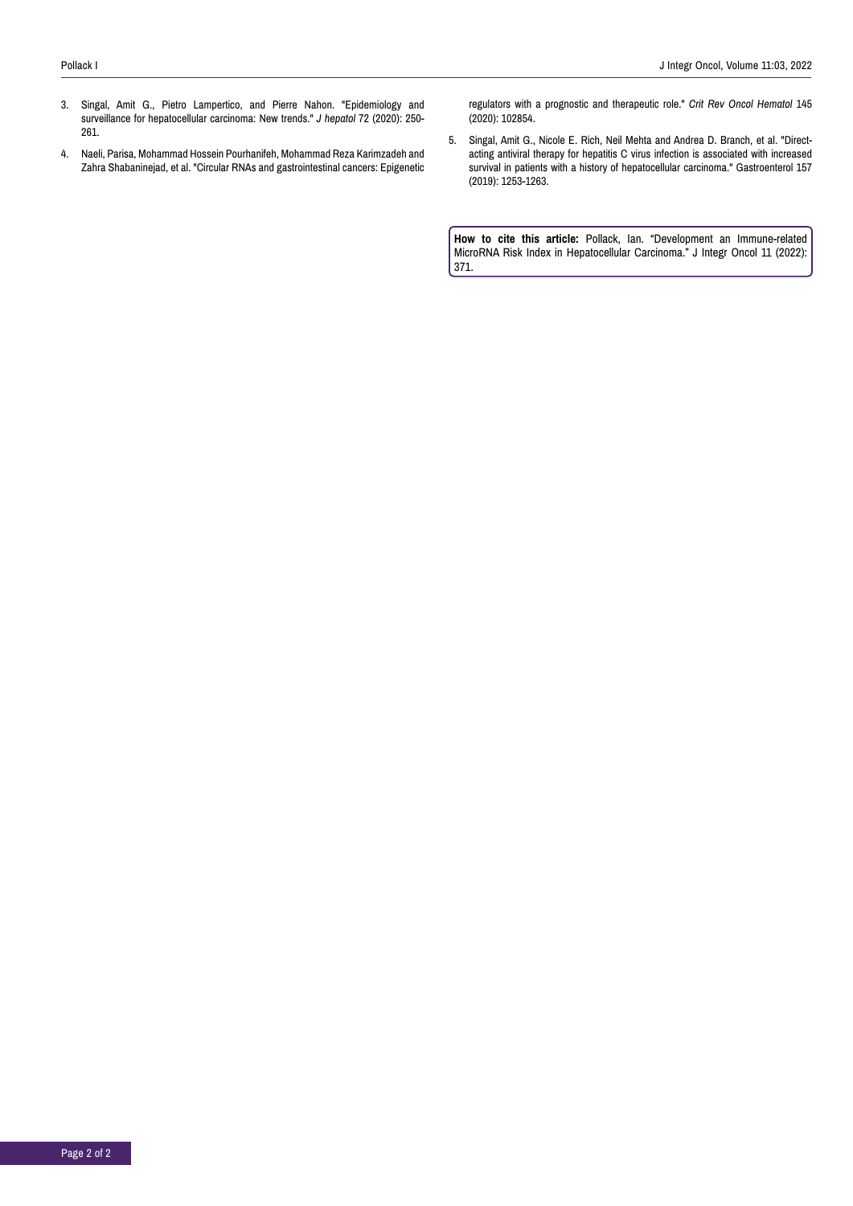3. Singal, Amit G., Pietro Lampertico, and Pierre Nahon. "Epidemiology and surveillance for hepatocellular carcinoma: New trends." *J hepatol* 72 (2020): 250-261.

4. Naeli, Parisa, Mohammad Hossein Pourhanifeh, Mohammad Reza Karimzadeh and Zahra Shabaninejad, et al. "Circular RNAs and gastrointestinal cancers: Epigenetic regulators with a prognostic and therapeutic role." *Crit Rev Oncol Hematol* 145 (2020): 102854.

5. Singal, Amit G., Nicole E. Rich, Neil Mehta and Andrea D. Branch, et al. "Direct-acting antiviral therapy for hepatitis C virus infection is associated with increased survival in patients with a history of hepatocellular carcinoma." Gastroenterol 157 (2019): 1253-1263.

**How to cite this article:** Pollack, Ian. "Development an Immune-related MicroRNA Risk Index in Hepatocellular Carcinoma." J Integr Oncol 11 (2022): 371.